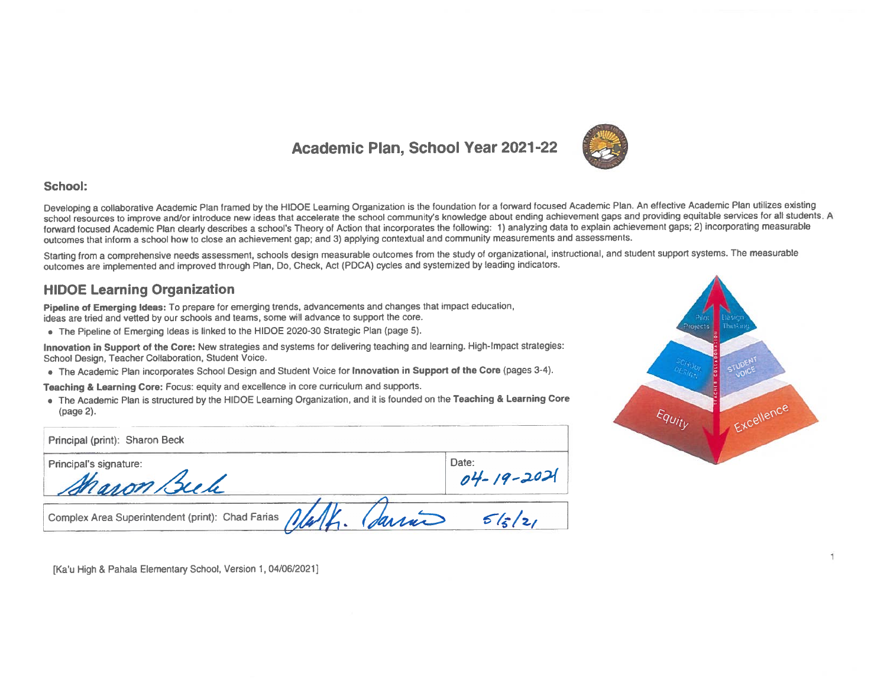# Academic Plan, School Year 2021-22

**School:**

Developing a collaborative Academic Plan framed by the HIDOE Learning Organization is the foundation for a forward focused Academic Plan. An effective Academic Plan utilizes existing school resources to improve and/or introduce new ideas that accelerate the school community's knowledge about ending achievement gaps and providing equitable services for all students. A forward focused Academic Plan clearly describes a school's Theory of Action that incorporates the following: 1) analyzing data to explain achievement gaps; 2) incorporating measurable outcomes that inform a school how to close an achievement gap; and 3) applying contextual and community measurements and assessments.

Starting from a comprehensive needs assessment, schools design measurable outcomes from the study of organizational, instructional, and student support systems. The measurable outcomes are implemented and improved through Plan, Do, Check, Act (PDCA) cycles and systemized by leading indicators.

## HIDOE Learning Organization

**Pipeline of Emerging Ideas:** To prepare for emerging trends, advancements and changes that impact education, ideas are tried and vetted by our schools and teams, some will advance to support the core.

- The Pipeline of Emerging Ideas is linked to the HIDOE 2020-30 Strategic Plan (page 5).

**Innovation in Support of the Core:** New strategies and systems for delivering teaching and learning. High-Impact strategies: School Design, Teacher Collaboration, Student Voice.

- The Academic Plan incorporates School Design and Student Voice for **Innovation in Support of the Core** (pages 3-4).

**Teaching & Learning Core:** Focus: equity and excellence in core curriculum and supports.

- The Academic Plan is structured by the HIDOE Learning Organization, and it is founded on the **Teaching & Learning Core** (page 2).

| Principal (print): Sharon Beck | |
|---|---|
| Principal's signature: *Sharon Beck* | Date: 04-19-2021 |
| Complex Area Superintendent (print): Chad Farias *Chad K. Farias* | 5/5/21 |

[Ka'u High & Pahala Elementary School, Version 1, 04/06/2021]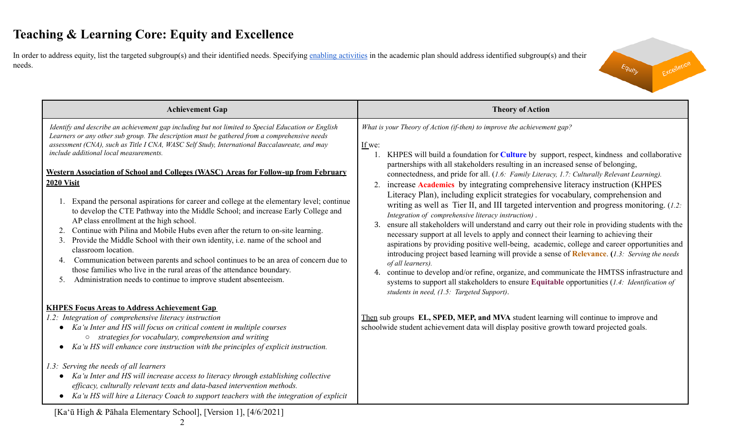# Teaching & Learning Core: Equity and Excellence

In order to address equity, list the targeted subgroup(s) and their identified needs. Specifying enabling activities in the academic plan should address identified subgroup(s) and their needs.

| Achievement Gap | Theory of Action |
|---|---|
| *Identify and describe an achievement gap including but not limited to Special Education or English Learners or any other sub group. The description must be gathered from a comprehensive needs assessment (CNA), such as Title I CNA, WASC Self Study, International Baccalaureate, and may include additional local measurements.*<br><br>**Western Association of School and Colleges (WASC) Areas for Follow-up from February 2020 Visit**<br><br>1. Expand the personal aspirations for career and college at the elementary level; continue to develop the CTE Pathway into the Middle School; and increase Early College and AP class enrollment at the high school.<br>2. Continue with Pilina and Mobile Hubs even after the return to on-site learning.<br>3. Provide the Middle School with their own identity, i.e. name of the school and classroom location.<br>4. Communication between parents and school continues to be an area of concern due to those families who live in the rural areas of the attendance boundary.<br>5. Administration needs to continue to improve student absenteeism.<br><br>**KHPES Focus Areas to Address Achievement Gap**<br>*1.2: Integration of comprehensive literacy instruction*<br>• *Ka'u Inter and HS will focus on critical content in multiple courses*<br>&nbsp;&nbsp;&nbsp;&nbsp;○ *strategies for vocabulary, comprehension and writing*<br>• *Ka'u HS will enhance core instruction with the principles of explicit instruction.*<br><br>*1.3: Serving the needs of all learners*<br>• *Ka'u Inter and HS will increase access to literacy through establishing collective efficacy, culturally relevant texts and data-based intervention methods.*<br>• *Ka'u HS will hire a Literacy Coach to support teachers with the integration of explicit* | *What is your Theory of Action (if-then) to improve the achievement gap?*<br><br>If we:<br>1. KHPES will build a foundation for **Culture** by support, respect, kindness and collaborative partnerships with all stakeholders resulting in an increased sense of belonging, connectedness, and pride for all. (*1.6: Family Literacy, 1.7: Culturally Relevant Learning).*<br>2. increase **Academics** by integrating comprehensive literacy instruction (KHPES Literacy Plan), including explicit strategies for vocabulary, comprehension and writing as well as Tier II, and III targeted intervention and progress monitoring. (*1.2: Integration of comprehensive literacy instruction)* .<br>3. ensure all stakeholders will understand and carry out their role in providing students with the necessary support at all levels to apply and connect their learning to achieving their aspirations by providing positive well-being, academic, college and career opportunities and introducing project based learning will provide a sense of **Relevance**. **(***1.3: Serving the needs of all learners).*<br>4. continue to develop and/or refine, organize, and communicate the HMTSS infrastructure and systems to support all stakeholders to ensure **Equitable** opportunities (*1.4: Identification of students in need, (1.5: Targeted Support)*.<br><br>Then sub groups **EL, SPED, MEP, and MVA** student learning will continue to improve and schoolwide student achievement data will display positive growth toward projected goals. |

[Kaʻū High & Pāhala Elementary School], [Version 1], [4/6/2021]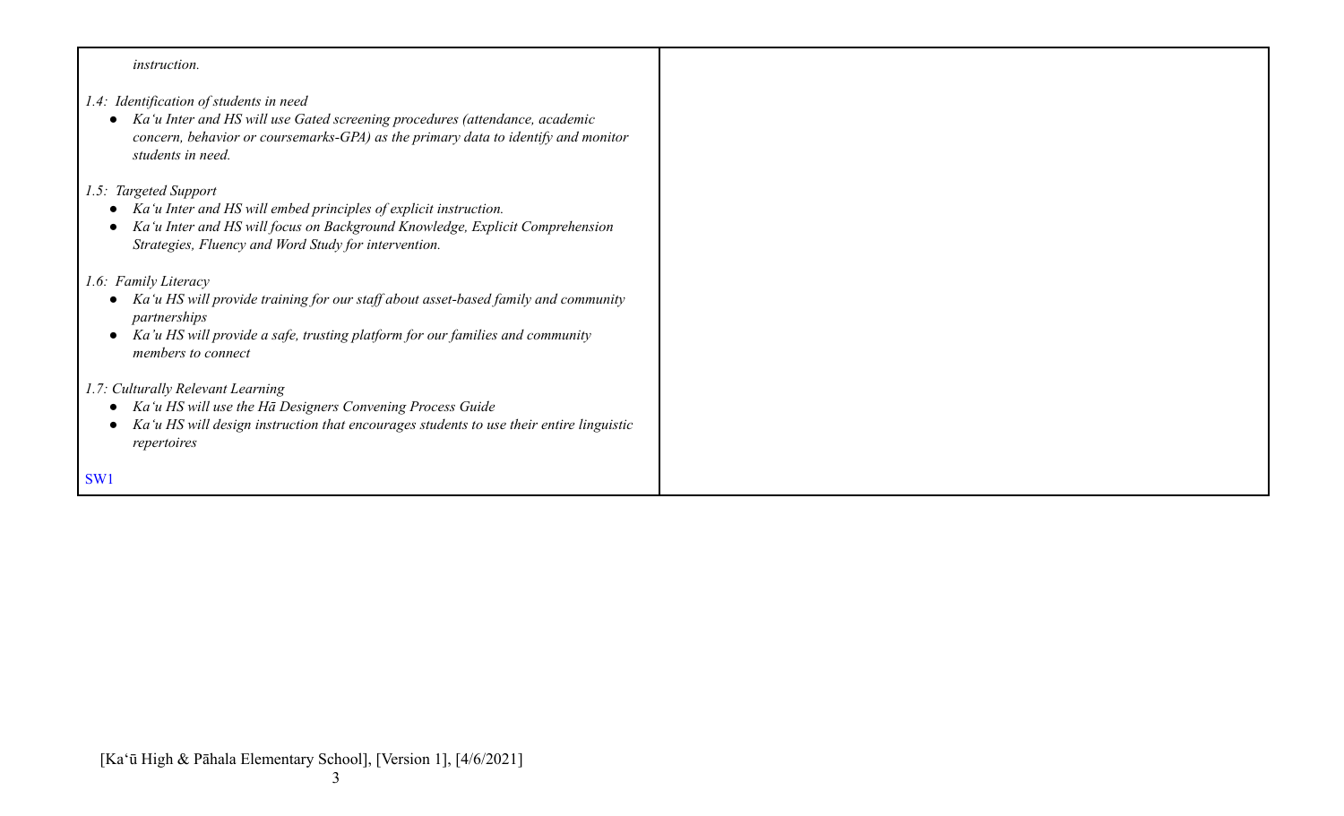| | |
|---|---|
| *instruction.*<br><br>*1.4: Identification of students in need*<br>• *Ka'u Inter and HS will use Gated screening procedures (attendance, academic concern, behavior or coursemarks-GPA) as the primary data to identify and monitor students in need.*<br><br>*1.5: Targeted Support*<br>• *Ka'u Inter and HS will embed principles of explicit instruction.*<br>• *Ka'u Inter and HS will focus on Background Knowledge, Explicit Comprehension Strategies, Fluency and Word Study for intervention.*<br><br>*1.6: Family Literacy*<br>• *Ka'u HS will provide training for our staff about asset-based family and community partnerships*<br>• *Ka'u HS will provide a safe, trusting platform for our families and community members to connect*<br><br>*1.7: Culturally Relevant Learning*<br>• *Ka'u HS will use the Hā Designers Convening Process Guide*<br>• *Ka'u HS will design instruction that encourages students to use their entire linguistic repertoires*<br><br>SW1 | |

[Kaʻū High & Pāhala Elementary School], [Version 1], [4/6/2021]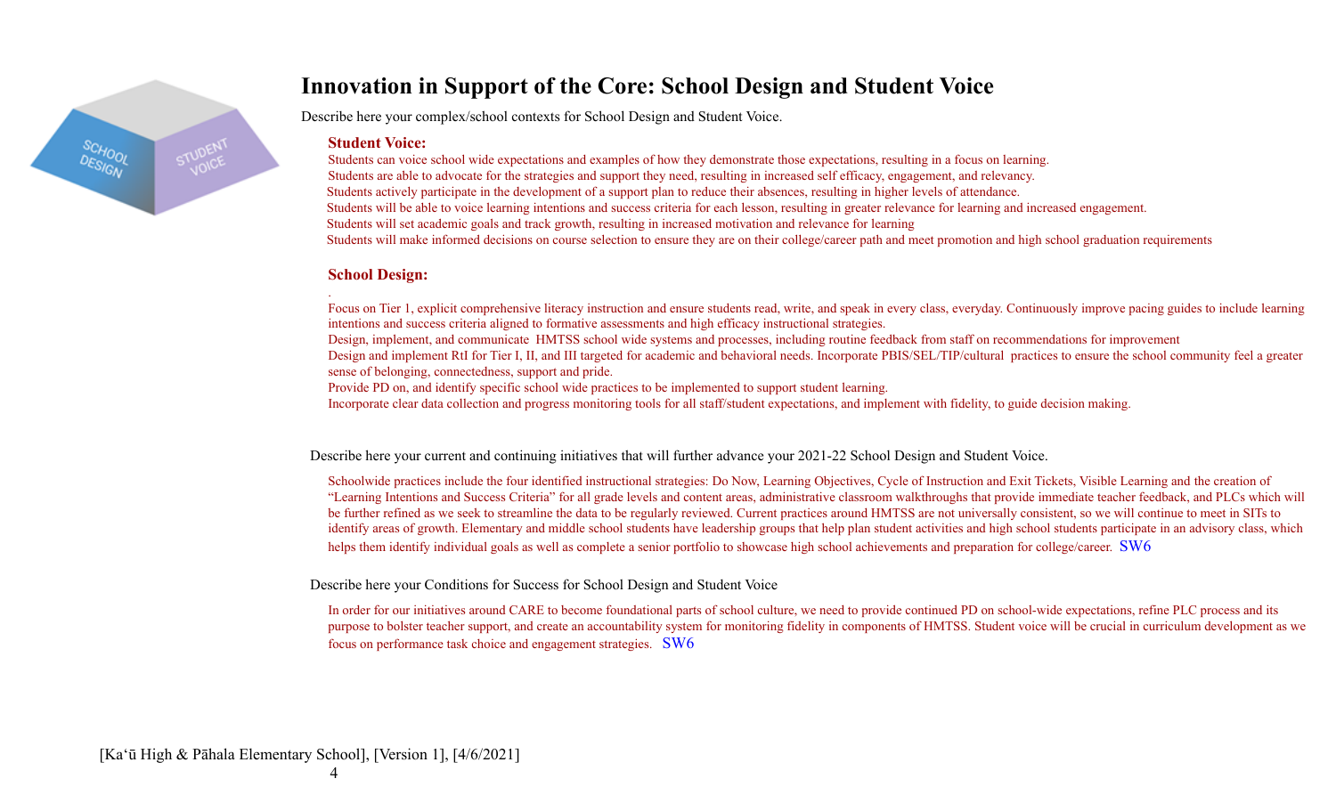# Innovation in Support of the Core: School Design and Student Voice

Describe here your complex/school contexts for School Design and Student Voice.

**Student Voice:**

Students can voice school wide expectations and examples of how they demonstrate those expectations, resulting in a focus on learning.
Students are able to advocate for the strategies and support they need, resulting in increased self efficacy, engagement, and relevancy.
Students actively participate in the development of a support plan to reduce their absences, resulting in higher levels of attendance.
Students will be able to voice learning intentions and success criteria for each lesson, resulting in greater relevance for learning and increased engagement.
Students will set academic goals and track growth, resulting in increased motivation and relevance for learning
Students will make informed decisions on course selection to ensure they are on their college/career path and meet promotion and high school graduation requirements

**School Design:**

.
Focus on Tier 1, explicit comprehensive literacy instruction and ensure students read, write, and speak in every class, everyday. Continuously improve pacing guides to include learning intentions and success criteria aligned to formative assessments and high efficacy instructional strategies.
Design, implement, and communicate HMTSS school wide systems and processes, including routine feedback from staff on recommendations for improvement
Design and implement RtI for Tier I, II, and III targeted for academic and behavioral needs. Incorporate PBIS/SEL/TIP/cultural practices to ensure the school community feel a greater sense of belonging, connectedness, support and pride.
Provide PD on, and identify specific school wide practices to be implemented to support student learning.
Incorporate clear data collection and progress monitoring tools for all staff/student expectations, and implement with fidelity, to guide decision making.

Describe here your current and continuing initiatives that will further advance your 2021-22 School Design and Student Voice.

Schoolwide practices include the four identified instructional strategies: Do Now, Learning Objectives, Cycle of Instruction and Exit Tickets, Visible Learning and the creation of "Learning Intentions and Success Criteria" for all grade levels and content areas, administrative classroom walkthroughs that provide immediate teacher feedback, and PLCs which will be further refined as we seek to streamline the data to be regularly reviewed. Current practices around HMTSS are not universally consistent, so we will continue to meet in SITs to identify areas of growth. Elementary and middle school students have leadership groups that help plan student activities and high school students participate in an advisory class, which helps them identify individual goals as well as complete a senior portfolio to showcase high school achievements and preparation for college/career. SW6

Describe here your Conditions for Success for School Design and Student Voice

In order for our initiatives around CARE to become foundational parts of school culture, we need to provide continued PD on school-wide expectations, refine PLC process and its purpose to bolster teacher support, and create an accountability system for monitoring fidelity in components of HMTSS. Student voice will be crucial in curriculum development as we focus on performance task choice and engagement strategies. SW6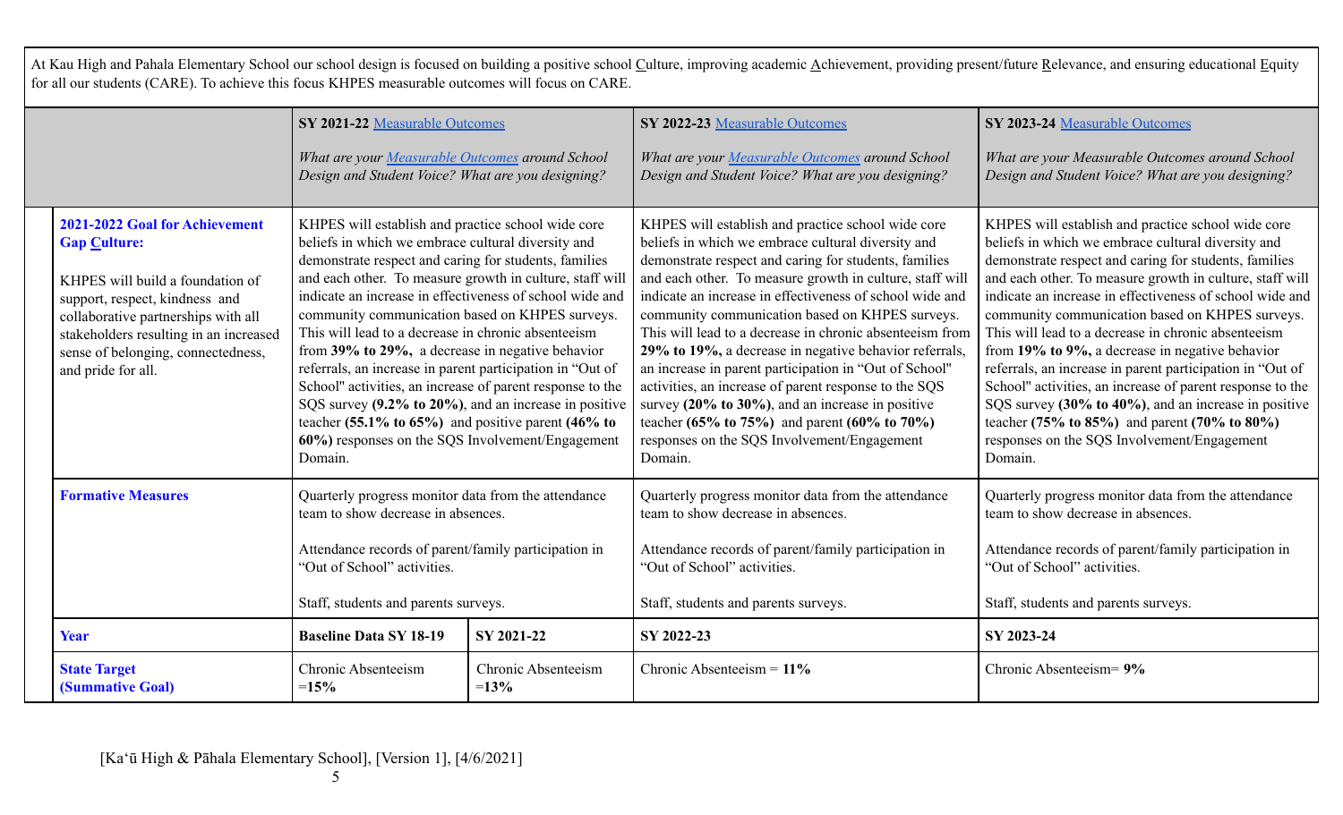At Kau High and Pahala Elementary School our school design is focused on building a positive school Culture, improving academic Achievement, providing present/future Relevance, and ensuring educational Equity for all our students (CARE). To achieve this focus KHPES measurable outcomes will focus on CARE.

| | SY 2021-22 Measurable Outcomes<br><br>*What are your Measurable Outcomes around School Design and Student Voice? What are you designing?* | | SY 2022-23 Measurable Outcomes<br><br>*What are your Measurable Outcomes around School Design and Student Voice? What are you designing?* | SY 2023-24 Measurable Outcomes<br><br>*What are your Measurable Outcomes around School Design and Student Voice? What are you designing?* |
|---|---|---|---|---|
| **2021-2022 Goal for Achievement Gap Culture:**<br><br>KHPES will build a foundation of support, respect, kindness and collaborative partnerships with all stakeholders resulting in an increased sense of belonging, connectedness, and pride for all. | KHPES will establish and practice school wide core beliefs in which we embrace cultural diversity and demonstrate respect and caring for students, families and each other. To measure growth in culture, staff will indicate an increase in effectiveness of school wide and community communication based on KHPES surveys. This will lead to a decrease in chronic absenteeism from **39% to 29%,** a decrease in negative behavior referrals, an increase in parent participation in "Out of School" activities, an increase of parent response to the SQS survey **(9.2% to 20%)**, and an increase in positive teacher **(55.1% to 65%)** and positive parent **(46% to 60%)** responses on the SQS Involvement/Engagement Domain. | | KHPES will establish and practice school wide core beliefs in which we embrace cultural diversity and demonstrate respect and caring for students, families and each other. To measure growth in culture, staff will indicate an increase in effectiveness of school wide and community communication based on KHPES surveys. This will lead to a decrease in chronic absenteeism from **29% to 19%,** a decrease in negative behavior referrals, an increase in parent participation in "Out of School" activities, an increase of parent response to the SQS survey **(20% to 30%)**, and an increase in positive teacher **(65% to 75%)** and parent **(60% to 70%)** responses on the SQS Involvement/Engagement Domain. | KHPES will establish and practice school wide core beliefs in which we embrace cultural diversity and demonstrate respect and caring for students, families and each other. To measure growth in culture, staff will indicate an increase in effectiveness of school wide and community communication based on KHPES surveys. This will lead to a decrease in chronic absenteeism from **19% to 9%,** a decrease in negative behavior referrals, an increase in parent participation in "Out of School" activities, an increase of parent response to the SQS survey **(30% to 40%)**, and an increase in positive teacher **(75% to 85%)** and parent **(70% to 80%)** responses on the SQS Involvement/Engagement Domain. |
| **Formative Measures** | Quarterly progress monitor data from the attendance team to show decrease in absences.<br><br>Attendance records of parent/family participation in "Out of School" activities.<br><br>Staff, students and parents surveys. | | Quarterly progress monitor data from the attendance team to show decrease in absences.<br><br>Attendance records of parent/family participation in "Out of School" activities.<br><br>Staff, students and parents surveys. | Quarterly progress monitor data from the attendance team to show decrease in absences.<br><br>Attendance records of parent/family participation in "Out of School" activities.<br><br>Staff, students and parents surveys. |
| **Year** | **Baseline Data SY 18-19** | **SY 2021-22** | **SY 2022-23** | **SY 2023-24** |
| **State Target (Summative Goal)** | Chronic Absenteeism =**15%** | Chronic Absenteeism =**13%** | Chronic Absenteeism = **11%** | Chronic Absenteeism= **9%** |

[Kaʻū High & Pāhala Elementary School], [Version 1], [4/6/2021]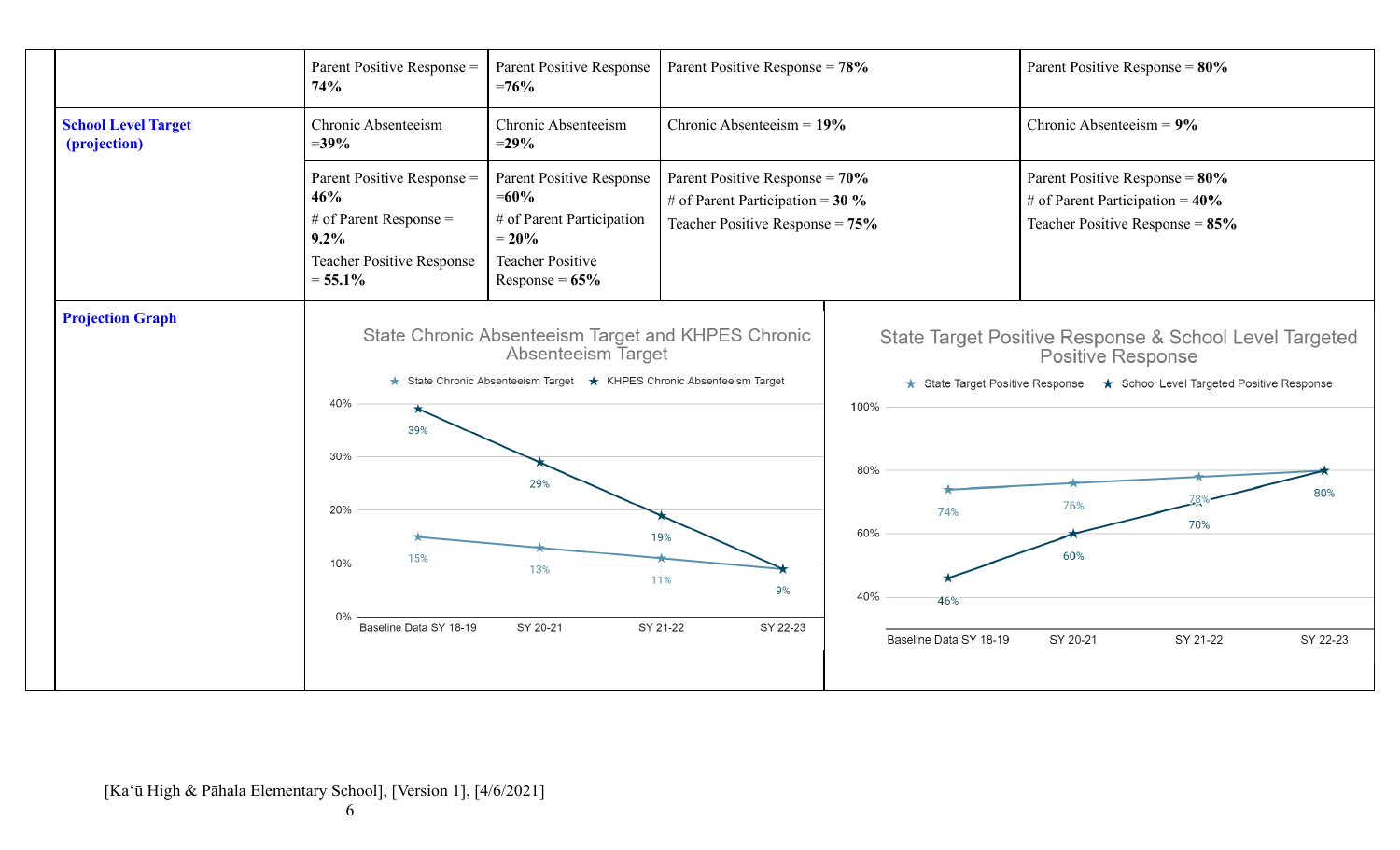| | | | | |
|---|---|---|---|---|
| | Parent Positive Response = **74%** | Parent Positive Response =**76%** | Parent Positive Response = **78%** | Parent Positive Response = **80%** |
| **School Level Target (projection)** | Chronic Absenteeism =**39%** | Chronic Absenteeism =**29%** | Chronic Absenteeism = **19%** | Chronic Absenteeism = **9%** |
| | Parent Positive Response = **46%**<br># of Parent Response = **9.2%**<br>Teacher Positive Response = **55.1%** | Parent Positive Response =**60%**<br># of Parent Participation = **20%**<br>Teacher Positive Response = **65%** | Parent Positive Response = **70%**<br># of Parent Participation = **30 %**<br>Teacher Positive Response = **75%** | Parent Positive Response = **80%**<br># of Parent Participation = **40%**<br>Teacher Positive Response = **85%** |
| **Projection Graph** | | | | |

**State Chronic Absenteeism Target and KHPES Chronic Absenteeism Target**

| | Baseline Data SY 18-19 | SY 20-21 | SY 21-22 | SY 22-23 |
|---|---|---|---|---|
| State Chronic Absenteeism Target | 15% | 13% | 11% | 9% |
| KHPES Chronic Absenteeism Target | 39% | 29% | 19% | 9% |

**State Target Positive Response & School Level Targeted Positive Response**

| | Baseline Data SY 18-19 | SY 20-21 | SY 21-22 | SY 22-23 |
|---|---|---|---|---|
| State Target Positive Response | 74% | 76% | 78% | 80% |
| School Level Targeted Positive Response | 46% | 60% | 70% | 80% |

[Kaʻū High & Pāhala Elementary School], [Version 1], [4/6/2021]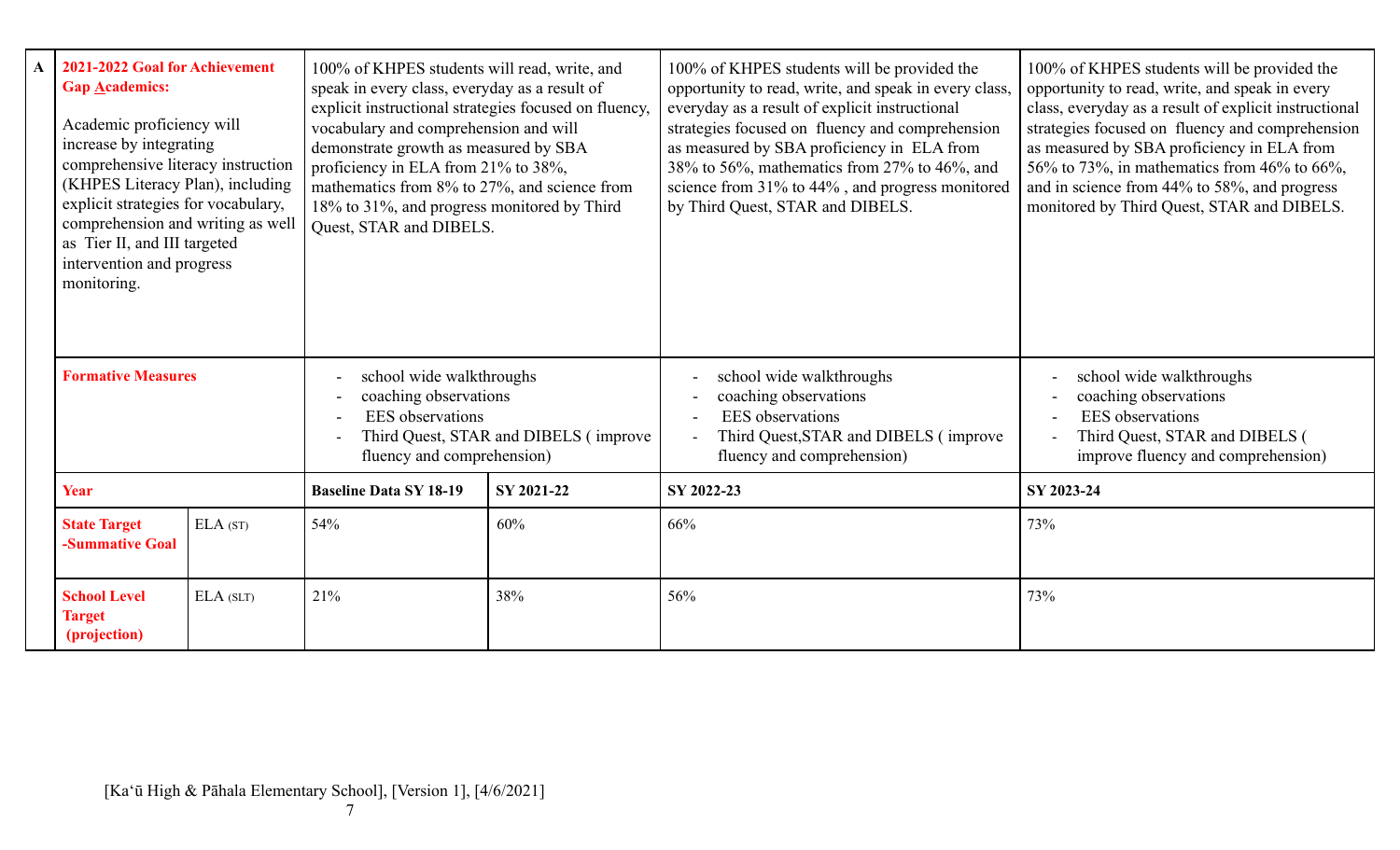| A | 2021-2022 Goal for Achievement Gap Academics:<br><br>Academic proficiency will increase by integrating comprehensive literacy instruction (KHPES Literacy Plan), including explicit strategies for vocabulary, comprehension and writing as well as Tier II, and III targeted intervention and progress monitoring. | | 100% of KHPES students will read, write, and speak in every class, everyday as a result of explicit instructional strategies focused on fluency, vocabulary and comprehension and will demonstrate growth as measured by SBA proficiency in ELA from 21% to 38%, mathematics from 8% to 27%, and science from 18% to 31%, and progress monitored by Third Quest, STAR and DIBELS. | | 100% of KHPES students will be provided the opportunity to read, write, and speak in every class, everyday as a result of explicit instructional strategies focused on fluency and comprehension as measured by SBA proficiency in ELA from 38% to 56%, mathematics from 27% to 46%, and science from 31% to 44% , and progress monitored by Third Quest, STAR and DIBELS. | 100% of KHPES students will be provided the opportunity to read, write, and speak in every class, everyday as a result of explicit instructional strategies focused on fluency and comprehension as measured by SBA proficiency in ELA from 56% to 73%, in mathematics from 46% to 66%, and in science from 44% to 58%, and progress monitored by Third Quest, STAR and DIBELS. |
|---|---|---|---|---|---|---|
| | Formative Measures | | - school wide walkthroughs<br>- coaching observations<br>- EES observations<br>- Third Quest, STAR and DIBELS ( improve fluency and comprehension) | | - school wide walkthroughs<br>- coaching observations<br>- EES observations<br>- Third Quest,STAR and DIBELS ( improve fluency and comprehension) | - school wide walkthroughs<br>- coaching observations<br>- EES observations<br>- Third Quest, STAR and DIBELS ( improve fluency and comprehension) |
| | Year | | Baseline Data SY 18-19 | SY 2021-22 | SY 2022-23 | SY 2023-24 |
| | State Target -Summative Goal | ELA (ST) | 54% | 60% | 66% | 73% |
| | School Level Target (projection) | ELA (SLT) | 21% | 38% | 56% | 73% |

[Ka'ū High & Pāhala Elementary School], [Version 1], [4/6/2021]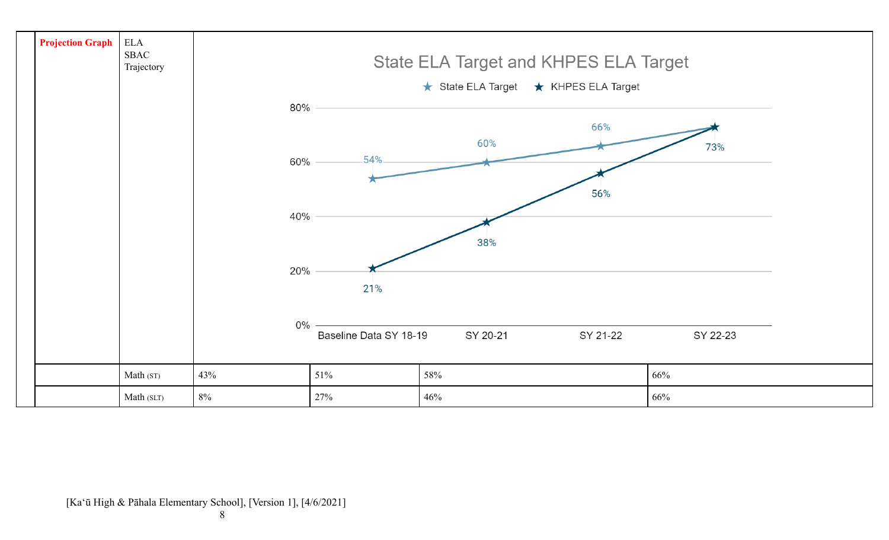| Projection Graph | ELA SBAC Trajectory | State ELA Target and KHPES ELA Target | | | |
|---|---|---|---|---|---|
| | | **Baseline Data SY 18-19** | **SY 20-21** | **SY 21-22** | **SY 22-23** |
| | State ELA Target | 54% | 60% | 66% | 73% |
| | KHPES ELA Target | 21% | 38% | 56% | 73% |
| | Math (ST) | 43% | 51% | 58% | 66% |
| | Math (SLT) | 8% | 27% | 46% | 66% |

[Ka‘ū High & Pāhala Elementary School], [Version 1], [4/6/2021]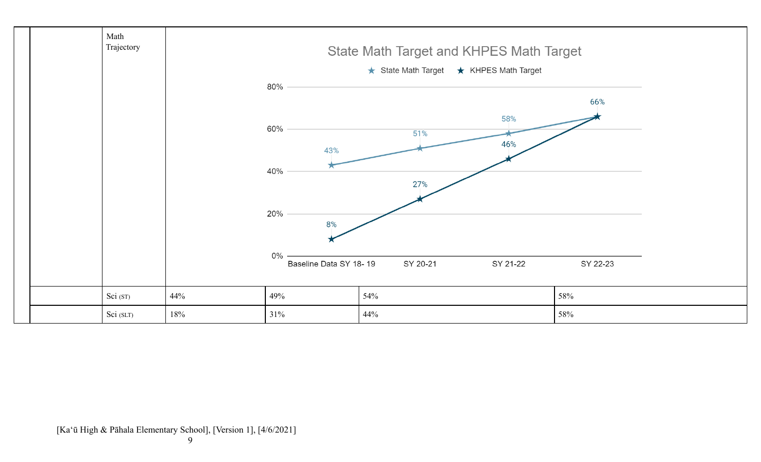| | | | | | | |
|---|---|---|---|---|---|---|
| | | Math Trajectory | State Math Target and KHPES Math Target<br>State Math Target: Baseline Data SY 18- 19: 43%, SY 20-21: 51%, SY 21-22: 58%, SY 22-23: 66%<br>KHPES Math Target: Baseline Data SY 18- 19: 8%, SY 20-21: 27%, SY 21-22: 46%, SY 22-23: 66% | | | |
| | | Sci (ST) | 44% | 49% | 54% | 58% |
| | | Sci (SLT) | 18% | 31% | 44% | 58% |

[Kaʻū High & Pāhala Elementary School], [Version 1], [4/6/2021]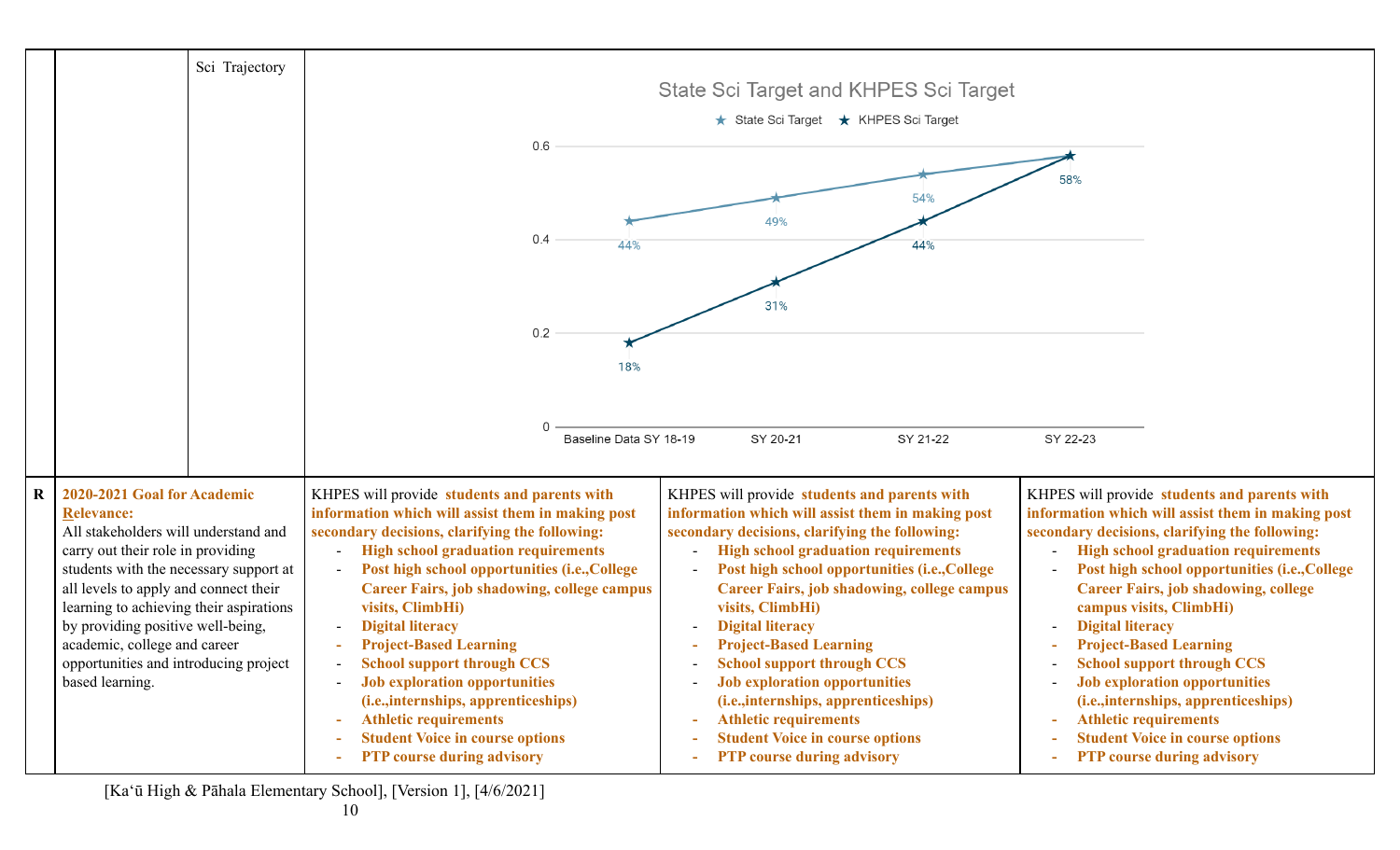| | | | | | |
|---|---|---|---|---|---|
| | | Sci Trajectory | **State Sci Target and KHPES Sci Target**<br>State Sci Target: Baseline Data SY 18-19: 44%; SY 20-21: 49%; SY 21-22: 54%; SY 22-23: 58%<br>KHPES Sci Target: Baseline Data SY 18-19: 18%; SY 20-21: 31%; SY 21-22: 44%; SY 22-23: 58% | | |
| R | **2020-2021 Goal for Academic Relevance:**<br>All stakeholders will understand and carry out their role in providing students with the necessary support at all levels to apply and connect their learning to achieving their aspirations by providing positive well-being, academic, college and career opportunities and introducing project based learning. | | KHPES will provide **students and parents with information which will assist them in making post secondary decisions, clarifying the following:**<br>- **High school graduation requirements**<br>- **Post high school opportunities (i.e.,College Career Fairs, job shadowing, college campus visits, ClimbHi)**<br>- **Digital literacy**<br>- **Project-Based Learning**<br>- **School support through CCS**<br>- **Job exploration opportunities (i.e.,internships, apprenticeships)**<br>- **Athletic requirements**<br>- **Student Voice in course options**<br>- **PTP course during advisory** | KHPES will provide **students and parents with information which will assist them in making post secondary decisions, clarifying the following:**<br>- **High school graduation requirements**<br>- **Post high school opportunities (i.e.,College Career Fairs, job shadowing, college campus visits, ClimbHi)**<br>- **Digital literacy**<br>- **Project-Based Learning**<br>- **School support through CCS**<br>- **Job exploration opportunities (i.e.,internships, apprenticeships)**<br>- **Athletic requirements**<br>- **Student Voice in course options**<br>- **PTP course during advisory** | KHPES will provide **students and parents with information which will assist them in making post secondary decisions, clarifying the following:**<br>- **High school graduation requirements**<br>- **Post high school opportunities (i.e.,College Career Fairs, job shadowing, college campus visits, ClimbHi)**<br>- **Digital literacy**<br>- **Project-Based Learning**<br>- **School support through CCS**<br>- **Job exploration opportunities (i.e.,internships, apprenticeships)**<br>- **Athletic requirements**<br>- **Student Voice in course options**<br>- **PTP course during advisory** |

[Kaʻū High & Pāhala Elementary School], [Version 1], [4/6/2021]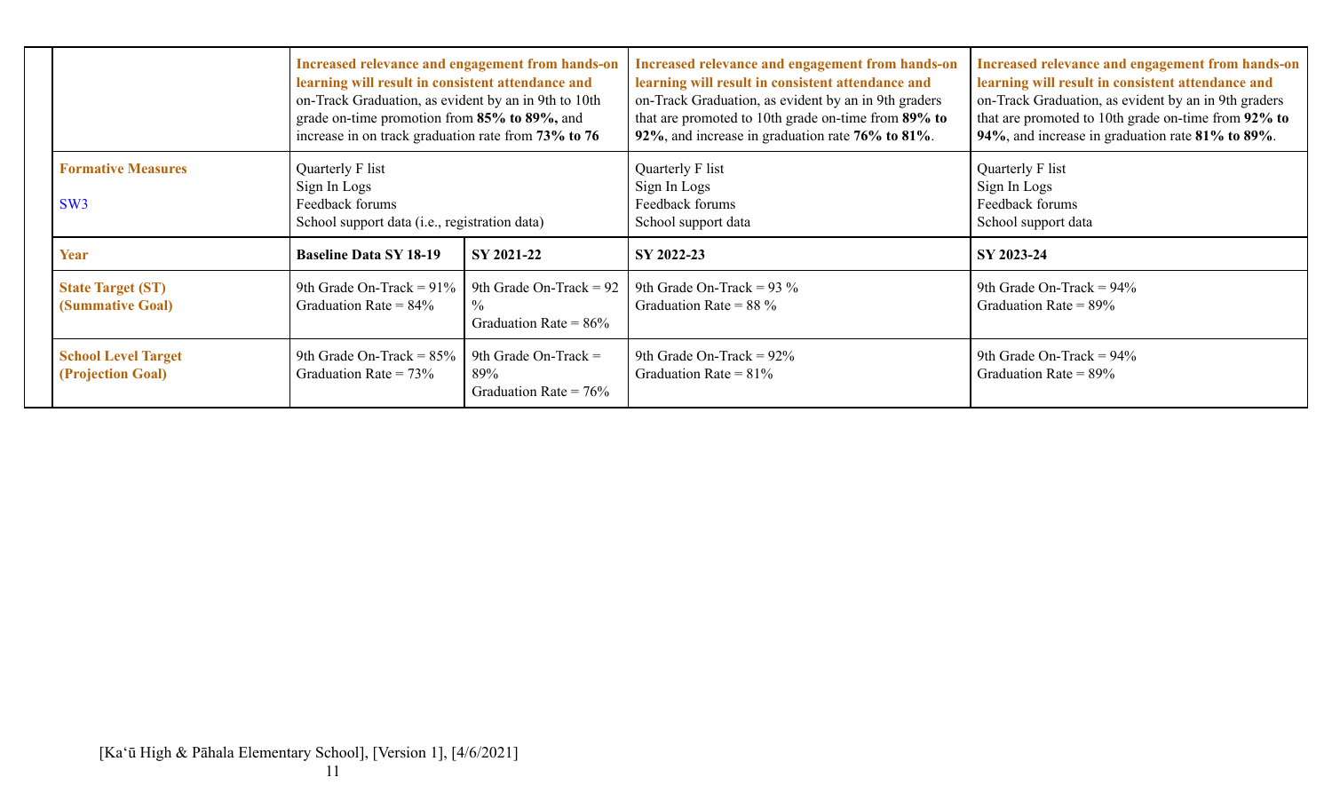| | | | | |
|---|---|---|---|---|
| | **Increased relevance and engagement from hands-on learning will result in consistent attendance and** on-Track Graduation, as evident by an in 9th to 10th grade on-time promotion from **85% to 89%,** and increase in on track graduation rate from **73% to 76** | | **Increased relevance and engagement from hands-on learning will result in consistent attendance and** on-Track Graduation, as evident by an in 9th graders that are promoted to 10th grade on-time from **89% to 92%**, and increase in graduation rate **76% to 81%**. | **Increased relevance and engagement from hands-on learning will result in consistent attendance and** on-Track Graduation, as evident by an in 9th graders that are promoted to 10th grade on-time from **92% to 94%**, and increase in graduation rate **81% to 89%**. |
| **Formative Measures**<br><br>SW3 | Quarterly F list<br>Sign In Logs<br>Feedback forums<br>School support data (i.e., registration data) | | Quarterly F list<br>Sign In Logs<br>Feedback forums<br>School support data | Quarterly F list<br>Sign In Logs<br>Feedback forums<br>School support data |
| **Year** | **Baseline Data SY 18-19** | **SY 2021-22** | **SY 2022-23** | **SY 2023-24** |
| **State Target (ST) (Summative Goal)** | 9th Grade On-Track = 91%<br>Graduation Rate = 84% | 9th Grade On-Track = 92 %<br>Graduation Rate = 86% | 9th Grade On-Track = 93 %<br>Graduation Rate = 88 % | 9th Grade On-Track = 94%<br>Graduation Rate = 89% |
| **School Level Target (Projection Goal)** | 9th Grade On-Track = 85%<br>Graduation Rate = 73% | 9th Grade On-Track = 89%<br>Graduation Rate = 76% | 9th Grade On-Track = 92%<br>Graduation Rate = 81% | 9th Grade On-Track = 94%<br>Graduation Rate = 89% |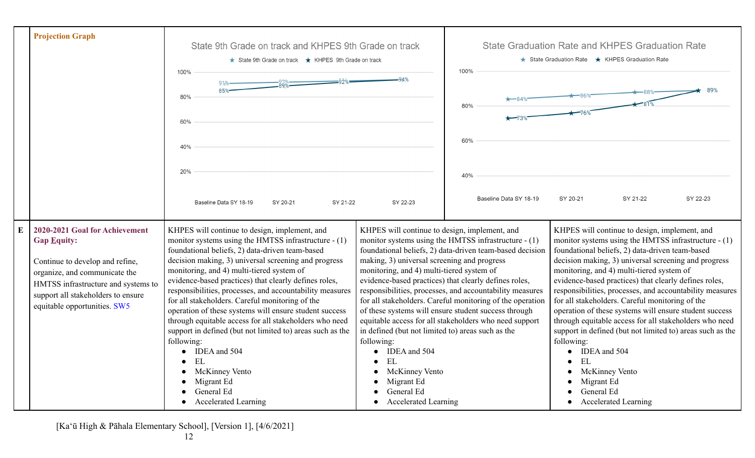| | **Projection Graph** | State 9th Grade on track and KHPES 9th Grade on track<br>★ State 9th Grade on track ★ KHPES 9th Grade on track<br>Baseline Data SY 18-19: State 91%, KHPES 85%<br>SY 20-21: State 92%, KHPES 89%<br>SY 21-22: State 93%, KHPES 92%<br>SY 22-23: 94% | | State Graduation Rate and KHPES Graduation Rate<br>★ State Graduation Rate ★ KHPES Graduation Rate<br>Baseline Data SY 18-19: State 84%, KHPES 73%<br>SY 20-21: State 86%, KHPES 76%<br>SY 21-22: State 88%, KHPES 81%<br>SY 22-23: 89% |
|---|---|---|---|---|
| **E** | **2020-2021 Goal for Achievement Gap Equity:**<br><br>Continue to develop and refine, organize, and communicate the HMTSS infrastructure and systems to support all stakeholders to ensure equitable opportunities. SW5 | KHPES will continue to design, implement, and monitor systems using the HMTSS infrastructure - (1) foundational beliefs, 2) data-driven team-based decision making, 3) universal screening and progress monitoring, and 4) multi-tiered system of evidence-based practices) that clearly defines roles, responsibilities, processes, and accountability measures for all stakeholders. Careful monitoring of the operation of these systems will ensure student success through equitable access for all stakeholders who need support in defined (but not limited to) areas such as the following:<br>● IDEA and 504<br>● EL<br>● McKinney Vento<br>● Migrant Ed<br>● General Ed<br>● Accelerated Learning | KHPES will continue to design, implement, and monitor systems using the HMTSS infrastructure - (1) foundational beliefs, 2) data-driven team-based decision making, 3) universal screening and progress monitoring, and 4) multi-tiered system of evidence-based practices) that clearly defines roles, responsibilities, processes, and accountability measures for all stakeholders. Careful monitoring of the operation of these systems will ensure student success through equitable access for all stakeholders who need support in defined (but not limited to) areas such as the following:<br>● IDEA and 504<br>● EL<br>● McKinney Vento<br>● Migrant Ed<br>● General Ed<br>● Accelerated Learning | KHPES will continue to design, implement, and monitor systems using the HMTSS infrastructure - (1) foundational beliefs, 2) data-driven team-based decision making, 3) universal screening and progress monitoring, and 4) multi-tiered system of evidence-based practices) that clearly defines roles, responsibilities, processes, and accountability measures for all stakeholders. Careful monitoring of the operation of these systems will ensure student success through equitable access for all stakeholders who need support in defined (but not limited to) areas such as the following:<br>● IDEA and 504<br>● EL<br>● McKinney Vento<br>● Migrant Ed<br>● General Ed<br>● Accelerated Learning |

[Kaʻū High & Pāhala Elementary School], [Version 1], [4/6/2021]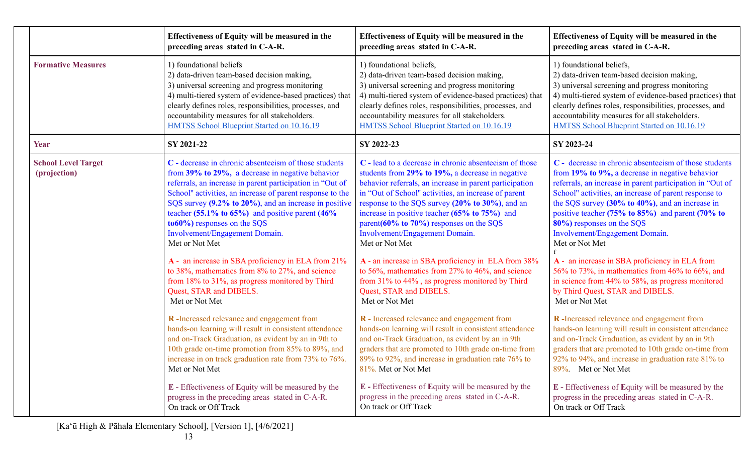| | Effectiveness of Equity will be measured in the preceding areas stated in C-A-R. | Effectiveness of Equity will be measured in the preceding areas stated in C-A-R. | Effectiveness of Equity will be measured in the preceding areas stated in C-A-R. |
|---|---|---|---|
| **Formative Measures** | 1) foundational beliefs<br>2) data-driven team-based decision making,<br>3) universal screening and progress monitoring<br>4) multi-tiered system of evidence-based practices) that clearly defines roles, responsibilities, processes, and accountability measures for all stakeholders.<br>HMTSS School Blueprint Started on 10.16.19 | 1) foundational beliefs,<br>2) data-driven team-based decision making,<br>3) universal screening and progress monitoring<br>4) multi-tiered system of evidence-based practices) that clearly defines roles, responsibilities, processes, and accountability measures for all stakeholders.<br>HMTSS School Blueprint Started on 10.16.19 | 1) foundational beliefs,<br>2) data-driven team-based decision making,<br>3) universal screening and progress monitoring<br>4) multi-tiered system of evidence-based practices) that clearly defines roles, responsibilities, processes, and accountability measures for all stakeholders.<br>HMTSS School Blueprint Started on 10.16.19 |
| **Year** | **SY 2021-22** | **SY 2022-23** | **SY 2023-24** |
| **School Level Target (projection)** | **C -** decrease in chronic absenteeism of those students from **39% to 29%,** a decrease in negative behavior referrals, an increase in parent participation in "Out of School" activities, an increase of parent response to the SQS survey **(9.2% to 20%)**, and an increase in positive teacher **(55.1% to 65%)** and positive parent **(46% to60%)** responses on the SQS Involvement/Engagement Domain.<br>Met or Not Met<br><br>**A -** an increase in SBA proficiency in ELA from 21% to 38%, mathematics from 8% to 27%, and science from 18% to 31%, as progress monitored by Third Quest, STAR and DIBELS.<br>Met or Not Met<br><br>**R -**Increased relevance and engagement from hands-on learning will result in consistent attendance and on-Track Graduation, as evident by an in 9th to 10th grade on-time promotion from 85% to 89%, and increase in on track graduation rate from 73% to 76%.<br>Met or Not Met<br><br>**E -** Effectiveness of **E**quity will be measured by the progress in the preceding areas stated in C-A-R.<br>On track or Off Track | **C -** lead to a decrease in chronic absenteeism of those students from **29% to 19%,** a decrease in negative behavior referrals, an increase in parent participation in "Out of School" activities, an increase of parent response to the SQS survey **(20% to 30%)**, and an increase in positive teacher **(65% to 75%)** and parent**(60% to 70%)** responses on the SQS Involvement/Engagement Domain.<br>Met or Not Met<br><br>**A -** an increase in SBA proficiency in ELA from 38% to 56%, mathematics from 27% to 46%, and science from 31% to 44% , as progress monitored by Third Quest, STAR and DIBELS.<br>Met or Not Met<br><br>**R -** Increased relevance and engagement from hands-on learning will result in consistent attendance and on-Track Graduation, as evident by an in 9th graders that are promoted to 10th grade on-time from 89% to 92%, and increase in graduation rate 76% to 81%. Met or Not Met<br><br>**E -** Effectiveness of **E**quity will be measured by the progress in the preceding areas stated in C-A-R.<br>On track or Off Track | **C -** decrease in chronic absenteeism of those students from **19% to 9%,** a decrease in negative behavior referrals, an increase in parent participation in "Out of School" activities, an increase of parent response to the SQS survey **(30% to 40%)**, and an increase in positive teacher **(75% to 85%)** and parent **(70% to 80%)** responses on the SQS Involvement/Engagement Domain.<br>Met or Not Met<br>f<br>**A -** an increase in SBA proficiency in ELA from 56% to 73%, in mathematics from 46% to 66%, and in science from 44% to 58%, as progress monitored by Third Quest, STAR and DIBELS.<br>Met or Not Met<br><br>**R -**Increased relevance and engagement from hands-on learning will result in consistent attendance and on-Track Graduation, as evident by an in 9th graders that are promoted to 10th grade on-time from 92% to 94%, and increase in graduation rate 81% to 89%. Met or Not Met<br><br>**E -** Effectiveness of **E**quity will be measured by the progress in the preceding areas stated in C-A-R.<br>On track or Off Track |

[Kaʻū High & Pāhala Elementary School], [Version 1], [4/6/2021]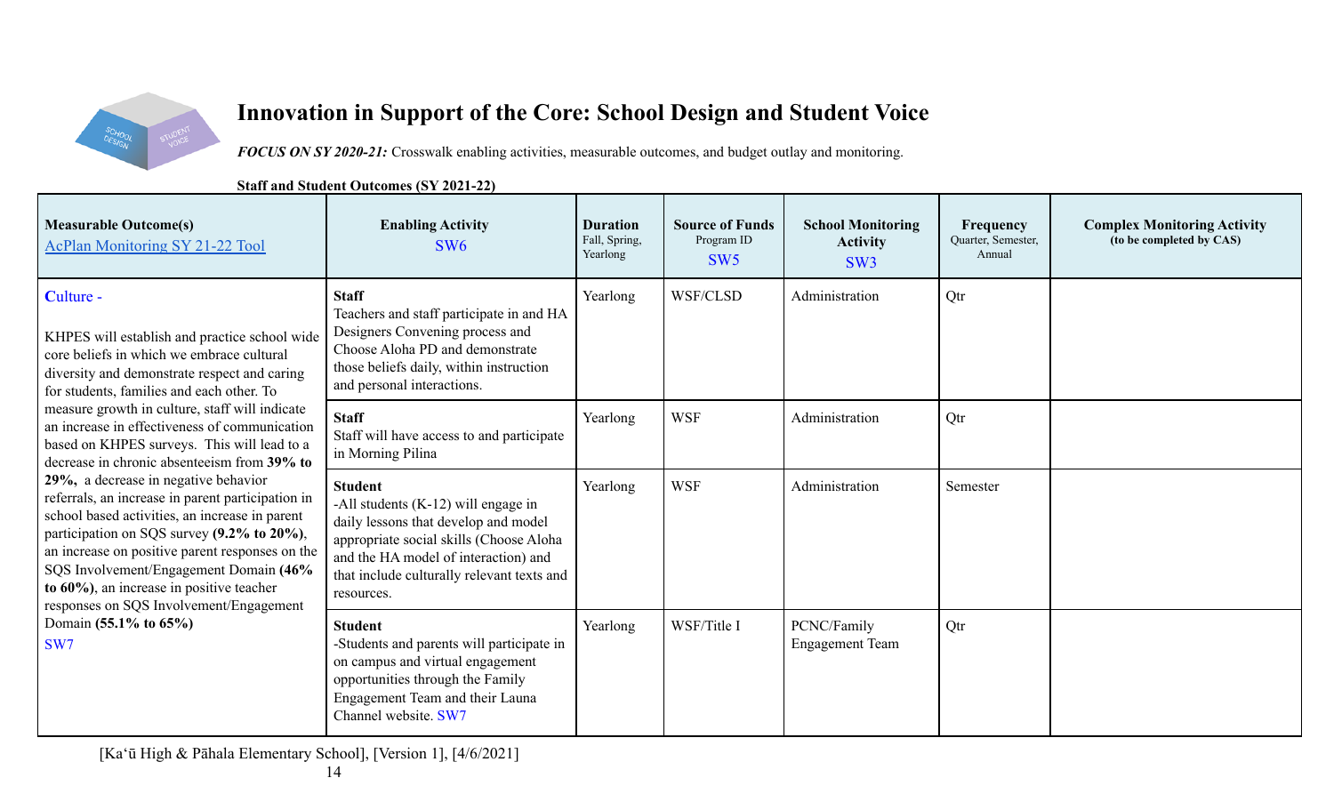# Innovation in Support of the Core: School Design and Student Voice

***FOCUS ON SY 2020-21:*** Crosswalk enabling activities, measurable outcomes, and budget outlay and monitoring.

**Staff and Student Outcomes (SY 2021-22)**

| **Measurable Outcome(s)** [AcPlan Monitoring SY 21-22 Tool](#) | **Enabling Activity** SW6 | **Duration** Fall, Spring, Yearlong | **Source of Funds** Program ID SW5 | **School Monitoring Activity** SW3 | **Frequency** Quarter, Semester, Annual | **Complex Monitoring Activity** (to be completed by CAS) |
|---|---|---|---|---|---|---|
| Culture - KHPES will establish and practice school wide core beliefs in which we embrace cultural diversity and demonstrate respect and caring for students, families and each other. To measure growth in culture, staff will indicate an increase in effectiveness of communication based on KHPES surveys. This will lead to a decrease in chronic absenteeism from **39% to 29%**, a decrease in negative behavior referrals, an increase in parent participation in school based activities, an increase in parent participation on SQS survey **(9.2% to 20%)**, an increase on positive parent responses on the SQS Involvement/Engagement Domain **(46% to 60%)**, an increase in positive teacher responses on SQS Involvement/Engagement Domain **(55.1% to 65%)** SW7 | **Staff** Teachers and staff participate in and HA Designers Convening process and Choose Aloha PD and demonstrate those beliefs daily, within instruction and personal interactions. | Yearlong | WSF/CLSD | Administration | Qtr | |
| | **Staff** Staff will have access to and participate in Morning Pilina | Yearlong | WSF | Administration | Qtr | |
| | **Student** -All students (K-12) will engage in daily lessons that develop and model appropriate social skills (Choose Aloha and the HA model of interaction) and that include culturally relevant texts and resources. | Yearlong | WSF | Administration | Semester | |
| | **Student** -Students and parents will participate in on campus and virtual engagement opportunities through the Family Engagement Team and their Launa Channel website. SW7 | Yearlong | WSF/Title I | PCNC/Family Engagement Team | Qtr | |

[Kaʻū High & Pāhala Elementary School], [Version 1], [4/6/2021]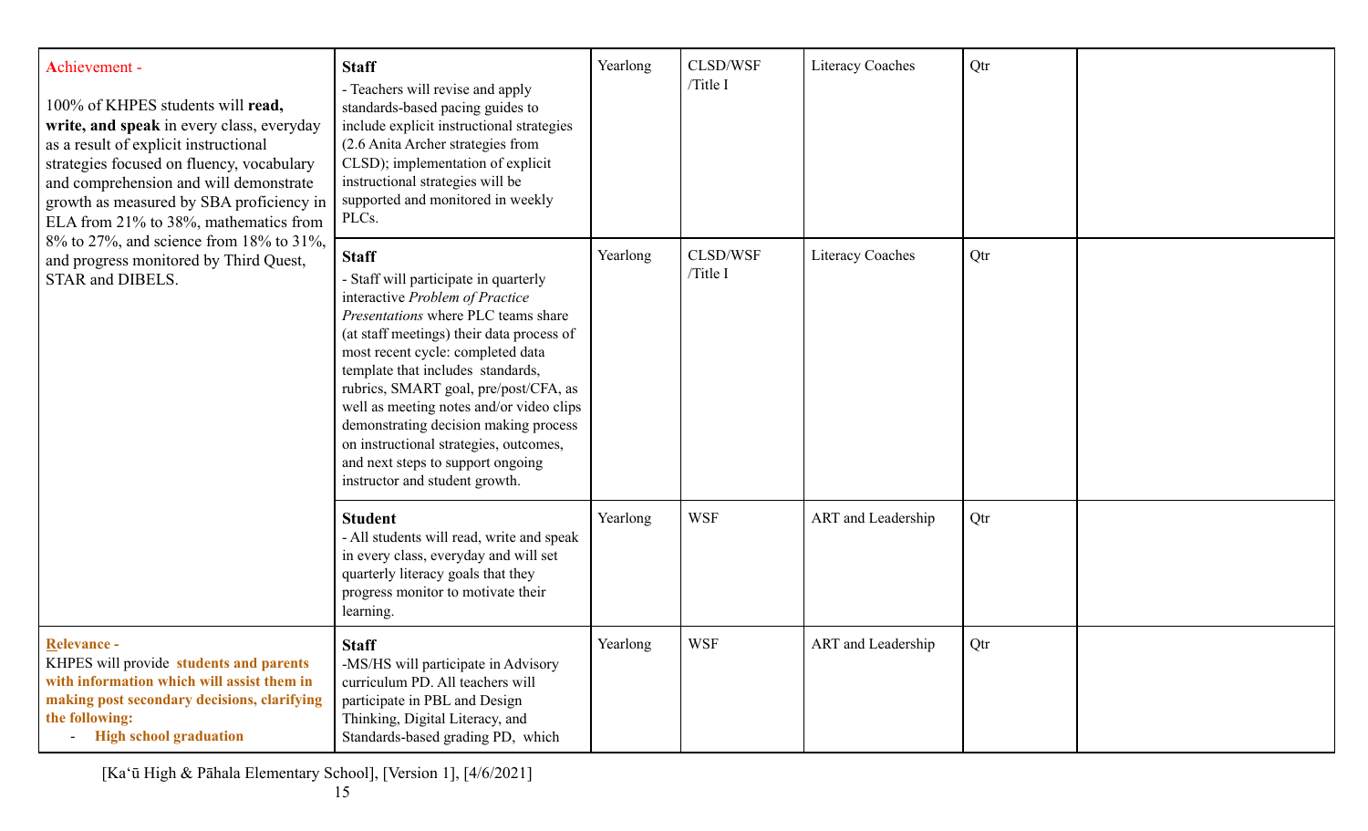| | | | | | | |
|---|---|---|---|---|---|---|
| **A**chievement - <br><br>100% of KHPES students will **read, write, and speak** in every class, everyday as a result of explicit instructional strategies focused on fluency, vocabulary and comprehension and will demonstrate growth as measured by SBA proficiency in ELA from 21% to 38%, mathematics from 8% to 27%, and science from 18% to 31%, and progress monitored by Third Quest, STAR and DIBELS. | **Staff**<br>- Teachers will revise and apply standards-based pacing guides to include explicit instructional strategies (2.6 Anita Archer strategies from CLSD); implementation of explicit instructional strategies will be supported and monitored in weekly PLCs. | Yearlong | CLSD/WSF /Title I | Literacy Coaches | Qtr | |
| | **Staff**<br>- Staff will participate in quarterly interactive *Problem of Practice Presentations* where PLC teams share (at staff meetings) their data process of most recent cycle: completed data template that includes standards, rubrics, SMART goal, pre/post/CFA, as well as meeting notes and/or video clips demonstrating decision making process on instructional strategies, outcomes, and next steps to support ongoing instructor and student growth. | Yearlong | CLSD/WSF /Title I | Literacy Coaches | Qtr | |
| | **Student**<br>- All students will read, write and speak in every class, everyday and will set quarterly literacy goals that they progress monitor to motivate their learning. | Yearlong | WSF | ART and Leadership | Qtr | |
| **Relevance -**<br>KHPES will provide **students and parents with information which will assist them in making post secondary decisions, clarifying the following:**<br>- **High school graduation** | **Staff**<br>-MS/HS will participate in Advisory curriculum PD. All teachers will participate in PBL and Design Thinking, Digital Literacy, and Standards-based grading PD, which | Yearlong | WSF | ART and Leadership | Qtr | |

[Kaʻū High & Pāhala Elementary School], [Version 1], [4/6/2021]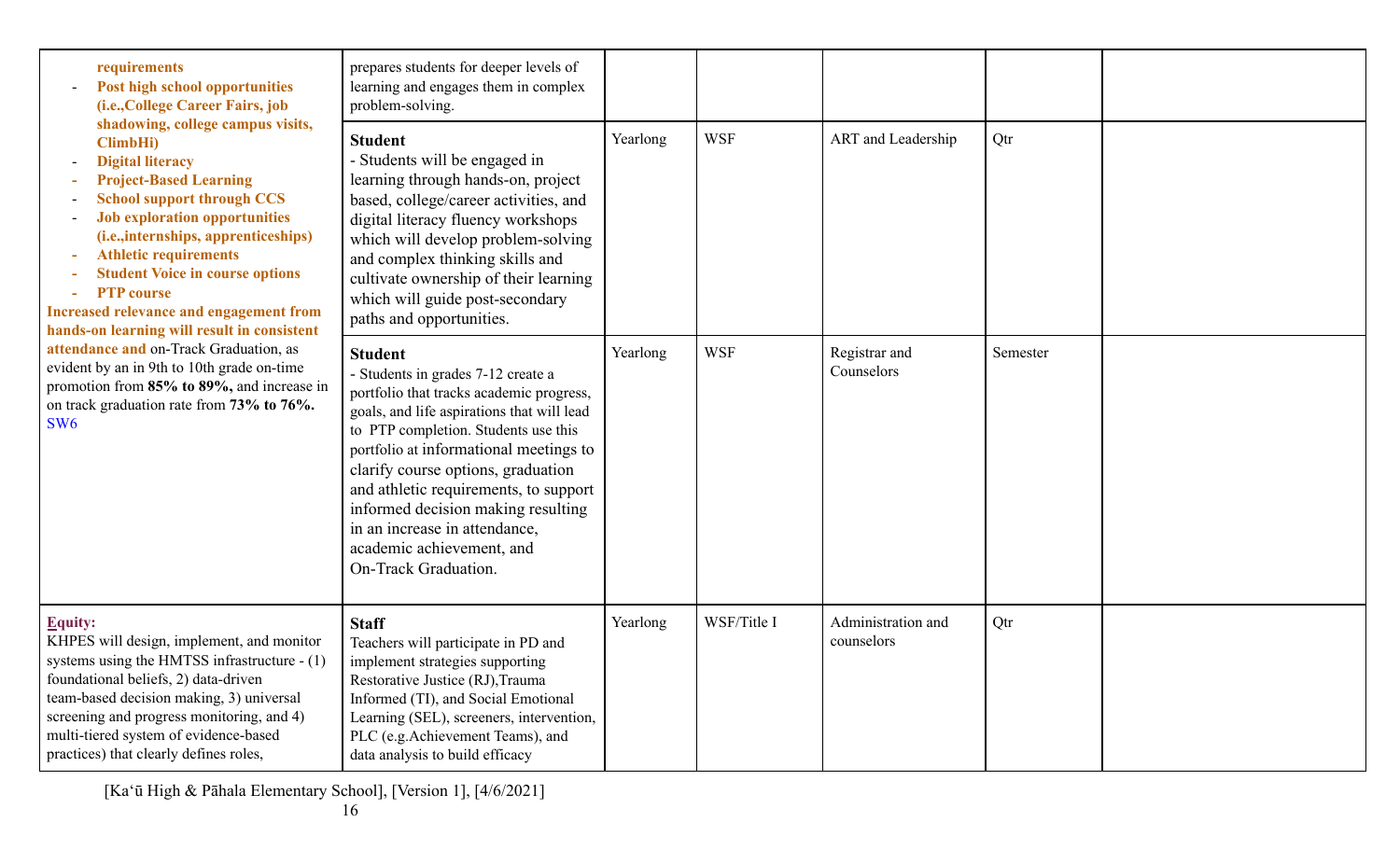| | | | | | | |
|---|---|---|---|---|---|---|
| **requirements**<br>- **Post high school opportunities (i.e.,College Career Fairs, job shadowing, college campus visits, ClimbHi)**<br>- **Digital literacy**<br>- **Project-Based Learning**<br>- **School support through CCS**<br>- **Job exploration opportunities (i.e.,internships, apprenticeships)**<br>- **Athletic requirements**<br>- **Student Voice in course options**<br>- **PTP course**<br>**Increased relevance and engagement from hands-on learning will result in consistent attendance and** on-Track Graduation, as evident by an in 9th to 10th grade on-time promotion from **85% to 89%,** and increase in on track graduation rate from **73% to 76%.** SW6 | prepares students for deeper levels of learning and engages them in complex problem-solving. | | | | | |
| | **Student**<br>- Students will be engaged in learning through hands-on, project based, college/career activities, and digital literacy fluency workshops which will develop problem-solving and complex thinking skills and cultivate ownership of their learning which will guide post-secondary paths and opportunities. | Yearlong | WSF | ART and Leadership | Qtr | |
| | **Student**<br>- Students in grades 7-12 create a portfolio that tracks academic progress, goals, and life aspirations that will lead to PTP completion. Students use this portfolio at informational meetings to clarify course options, graduation and athletic requirements, to support informed decision making resulting in an increase in attendance, academic achievement, and On-Track Graduation. | Yearlong | WSF | Registrar and Counselors | Semester | |
| **Equity:**<br>KHPES will design, implement, and monitor systems using the HMTSS infrastructure - (1) foundational beliefs, 2) data-driven team-based decision making, 3) universal screening and progress monitoring, and 4) multi-tiered system of evidence-based practices) that clearly defines roles, | **Staff**<br>Teachers will participate in PD and implement strategies supporting Restorative Justice (RJ),Trauma Informed (TI), and Social Emotional Learning (SEL), screeners, intervention, PLC (e.g.Achievement Teams), and data analysis to build efficacy | Yearlong | WSF/Title I | Administration and counselors | Qtr | |

[Kaʻū High & Pāhala Elementary School], [Version 1], [4/6/2021]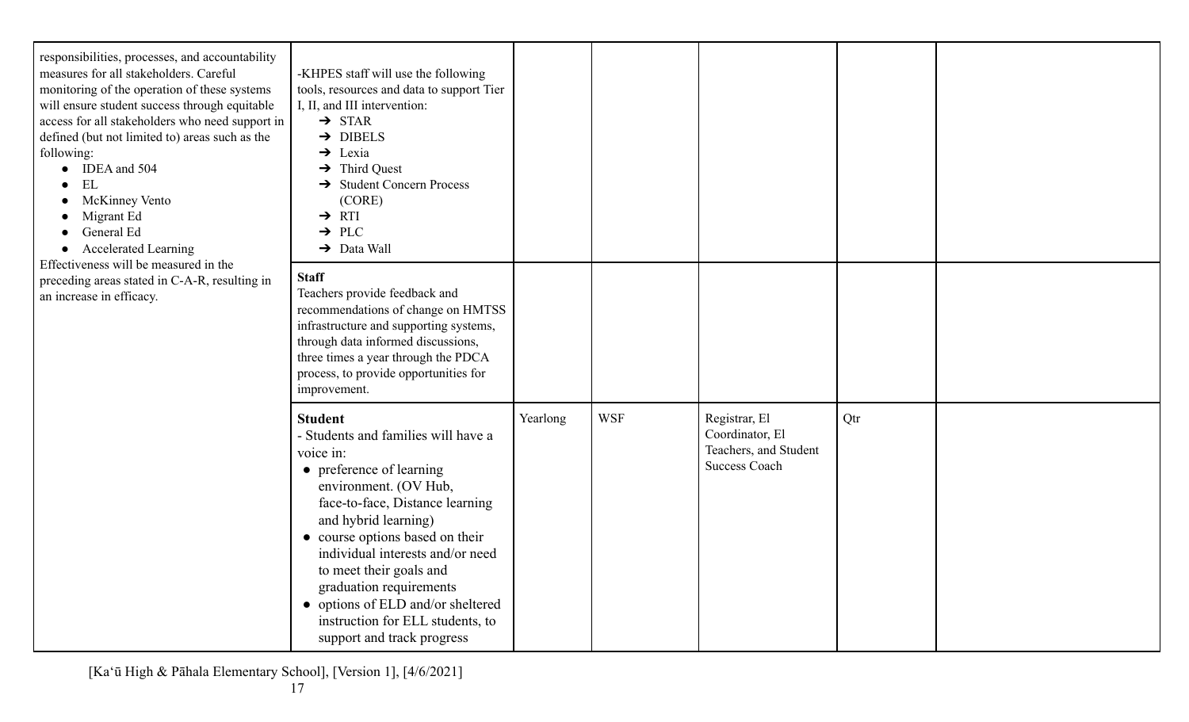| | | | | | | |
|---|---|---|---|---|---|---|
| responsibilities, processes, and accountability measures for all stakeholders. Careful monitoring of the operation of these systems will ensure student success through equitable access for all stakeholders who need support in defined (but not limited to) areas such as the following:<br>• IDEA and 504<br>• EL<br>• McKinney Vento<br>• Migrant Ed<br>• General Ed<br>• Accelerated Learning<br>Effectiveness will be measured in the preceding areas stated in C-A-R, resulting in an increase in efficacy. | -KHPES staff will use the following tools, resources and data to support Tier I, II, and III intervention:<br>➔ STAR<br>➔ DIBELS<br>➔ Lexia<br>➔ Third Quest<br>➔ Student Concern Process (CORE)<br>➔ RTI<br>➔ PLC<br>➔ Data Wall | | | | | |
| | **Staff**<br>Teachers provide feedback and recommendations of change on HMTSS infrastructure and supporting systems, through data informed discussions, three times a year through the PDCA process, to provide opportunities for improvement. | | | | | |
| | **Student**<br>- Students and families will have a voice in:<br>• preference of learning environment. (OV Hub, face-to-face, Distance learning and hybrid learning)<br>• course options based on their individual interests and/or need to meet their goals and graduation requirements<br>• options of ELD and/or sheltered instruction for ELL students, to support and track progress | Yearlong | WSF | Registrar, El Coordinator, El Teachers, and Student Success Coach | Qtr | |

[Ka'ū High & Pāhala Elementary School], [Version 1], [4/6/2021]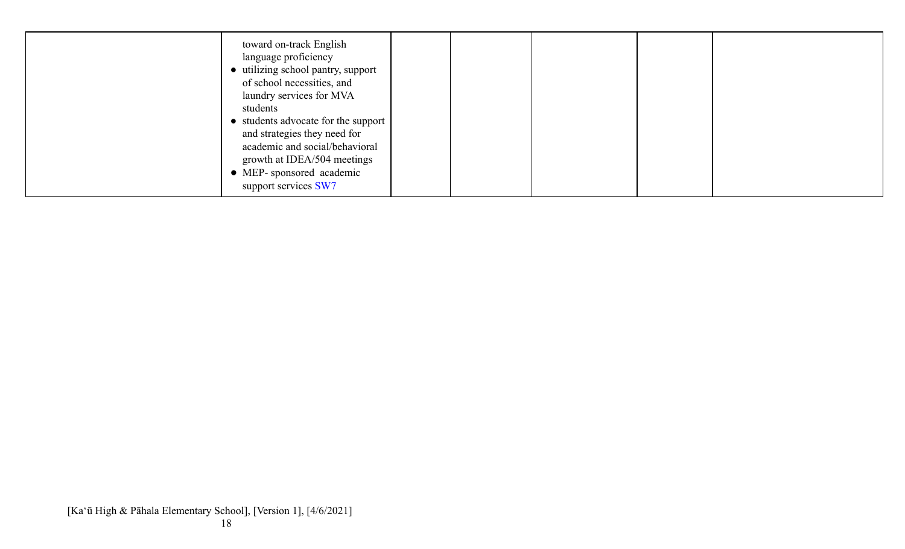|  |  |  |  |  |  |  |
|---|---|---|---|---|---|---|
|  | toward on-track English language proficiency<br>● utilizing school pantry, support of school necessities, and laundry services for MVA students<br>● students advocate for the support and strategies they need for academic and social/behavioral growth at IDEA/504 meetings<br>● MEP- sponsored academic support services SW7 |  |  |  |  |  |

[Ka'ū High & Pāhala Elementary School], [Version 1], [4/6/2021]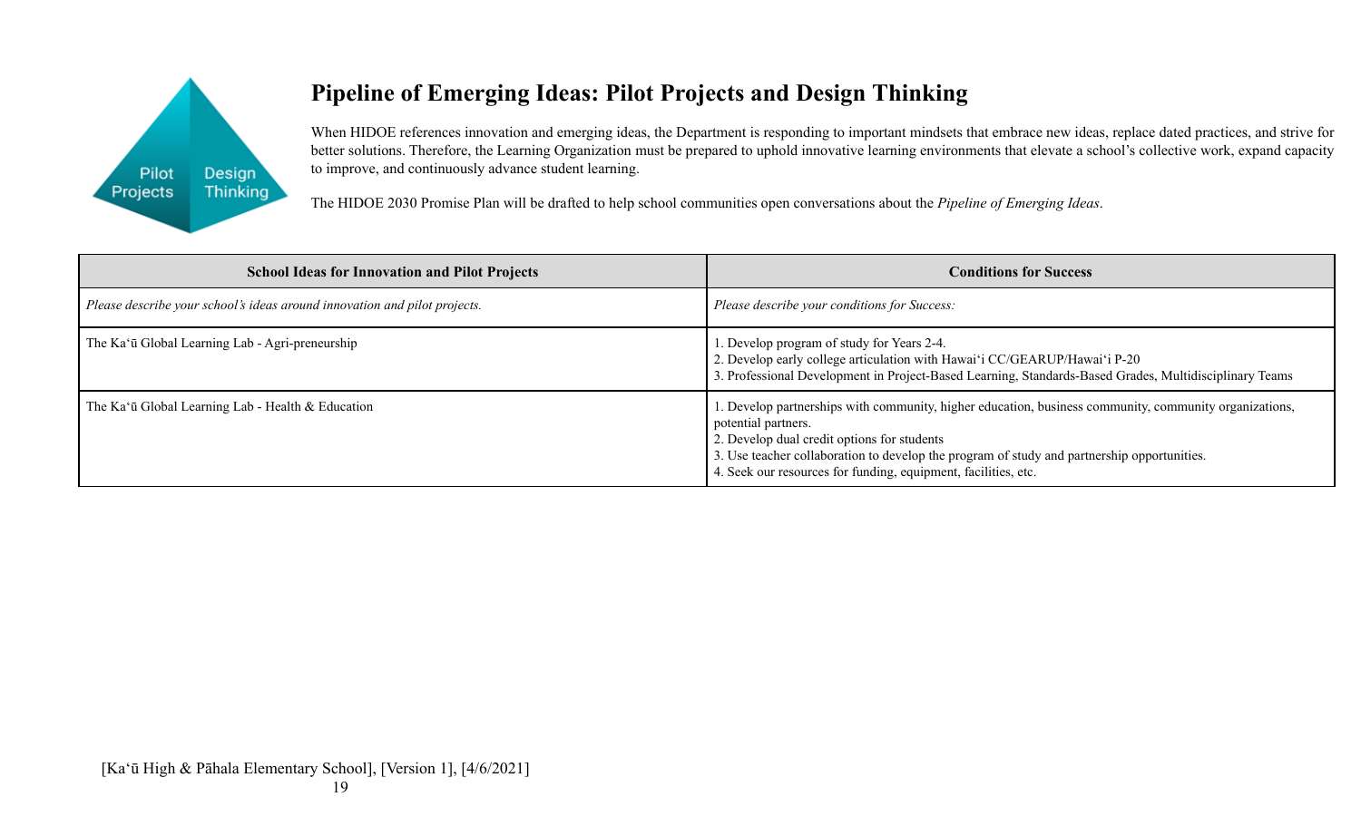# Pipeline of Emerging Ideas: Pilot Projects and Design Thinking

When HIDOE references innovation and emerging ideas, the Department is responding to important mindsets that embrace new ideas, replace dated practices, and strive for better solutions. Therefore, the Learning Organization must be prepared to uphold innovative learning environments that elevate a school's collective work, expand capacity to improve, and continuously advance student learning.

The HIDOE 2030 Promise Plan will be drafted to help school communities open conversations about the *Pipeline of Emerging Ideas*.

| School Ideas for Innovation and Pilot Projects | Conditions for Success |
|---|---|
| *Please describe your school's ideas around innovation and pilot projects.* | *Please describe your conditions for Success:* |
| The Kaʻū Global Learning Lab - Agri-preneurship | 1. Develop program of study for Years 2-4.<br>2. Develop early college articulation with Hawaiʻi CC/GEARUP/Hawaiʻi P-20<br>3. Professional Development in Project-Based Learning, Standards-Based Grades, Multidisciplinary Teams |
| The Kaʻū Global Learning Lab - Health & Education | 1. Develop partnerships with community, higher education, business community, community organizations, potential partners.<br>2. Develop dual credit options for students<br>3. Use teacher collaboration to develop the program of study and partnership opportunities.<br>4. Seek our resources for funding, equipment, facilities, etc. |

[Kaʻū High & Pāhala Elementary School], [Version 1], [4/6/2021]